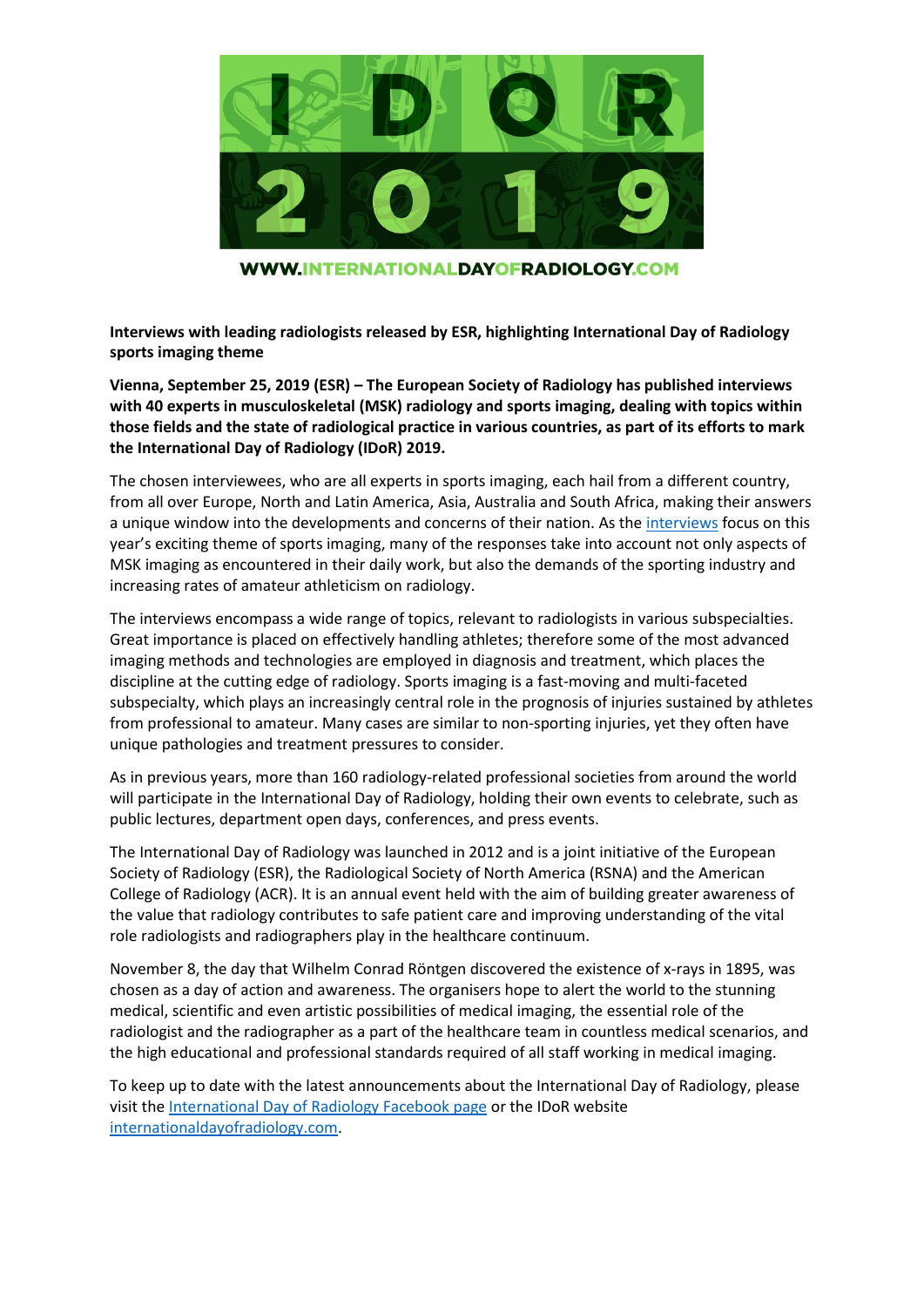WWW.INTERNATIONALDAYOFRADIOLOGY.COM

**Interviews with leading radiologists released by ESR, highlighting International Day of Radiology sports imaging theme**

**Vienna, September 25, 2019 (ESR) – The European Society of Radiology has published interviews with 40 experts in musculoskeletal (MSK) radiology and sports imaging, dealing with topics within those fields and the state of radiological practice in various countries, as part of its efforts to mark the International Day of Radiology (IDoR) 2019.**

The chosen interviewees, who are all experts in sports imaging, each hail from a different country, from all over Europe, North and Latin America, Asia, Australia and South Africa, making their answers a unique window into the developments and concerns of their nation. As the interviews focus on this year's exciting theme of sports imaging, many of the responses take into account not only aspects of MSK imaging as encountered in their daily work, but also the demands of the sporting industry and increasing rates of amateur athleticism on radiology.

The interviews encompass a wide range of topics, relevant to radiologists in various subspecialties. Great importance is placed on effectively handling athletes; therefore some of the most advanced imaging methods and technologies are employed in diagnosis and treatment, which places the discipline at the cutting edge of radiology. Sports imaging is a fast-moving and multi-faceted subspecialty, which plays an increasingly central role in the prognosis of injuries sustained by athletes from professional to amateur. Many cases are similar to non-sporting injuries, yet they often have unique pathologies and treatment pressures to consider.

As in previous years, more than 160 radiology-related professional societies from around the world will participate in the International Day of Radiology, holding their own events to celebrate, such as public lectures, department open days, conferences, and press events.

The International Day of Radiology was launched in 2012 and is a joint initiative of the European Society of Radiology (ESR), the Radiological Society of North America (RSNA) and the American College of Radiology (ACR). It is an annual event held with the aim of building greater awareness of the value that radiology contributes to safe patient care and improving understanding of the vital role radiologists and radiographers play in the healthcare continuum.

November 8, the day that Wilhelm Conrad Röntgen discovered the existence of x-rays in 1895, was chosen as a day of action and awareness. The organisers hope to alert the world to the stunning medical, scientific and even artistic possibilities of medical imaging, the essential role of the radiologist and the radiographer as a part of the healthcare team in countless medical scenarios, and the high educational and professional standards required of all staff working in medical imaging.

To keep up to date with the latest announcements about the International Day of Radiology, please visit the International Day of Radiology Facebook page or the IDoR website internationaldayofradiology.com.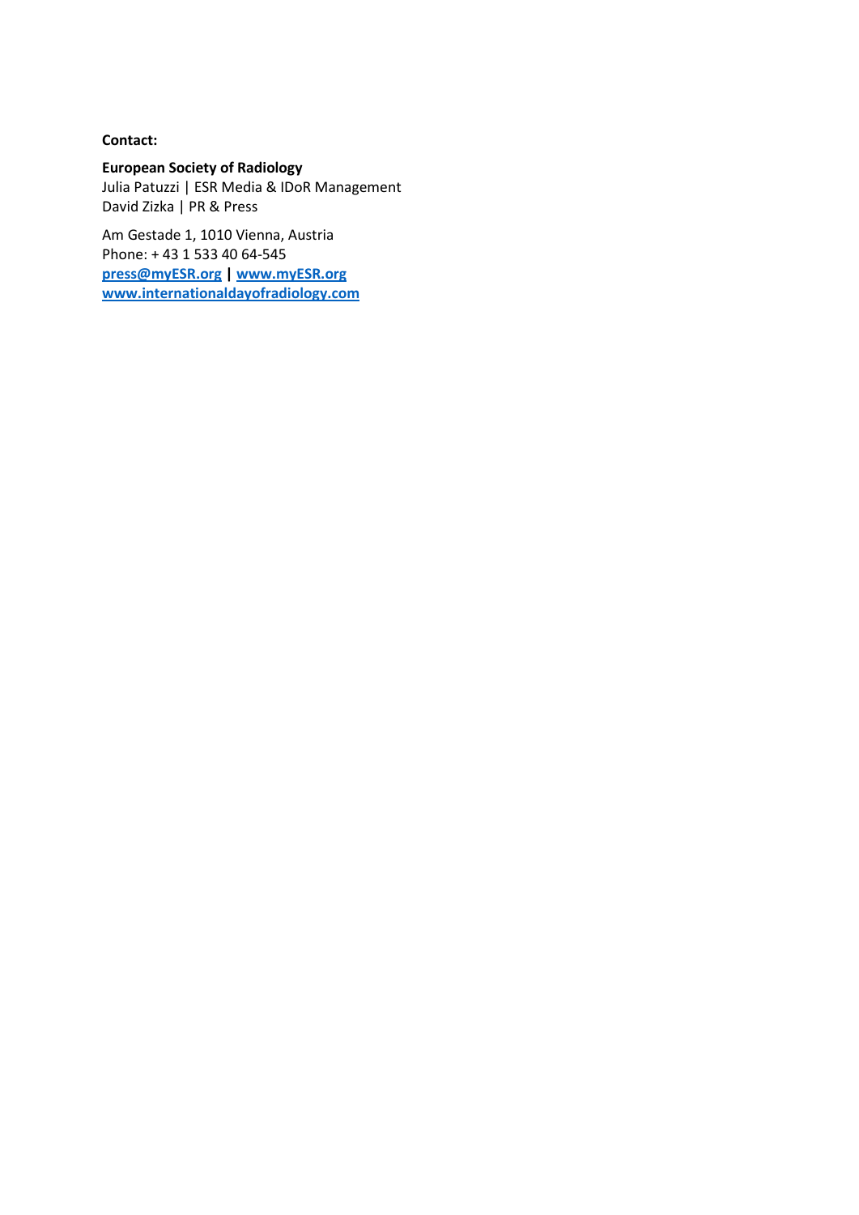**Contact:**

**European Society of Radiology**
Julia Patuzzi | ESR Media & IDoR Management
David Zizka | PR & Press

Am Gestade 1, 1010 Vienna, Austria
Phone: + 43 1 533 40 64-545
**press@myESR.org | www.myESR.org**
**www.internationaldayofradiology.com**